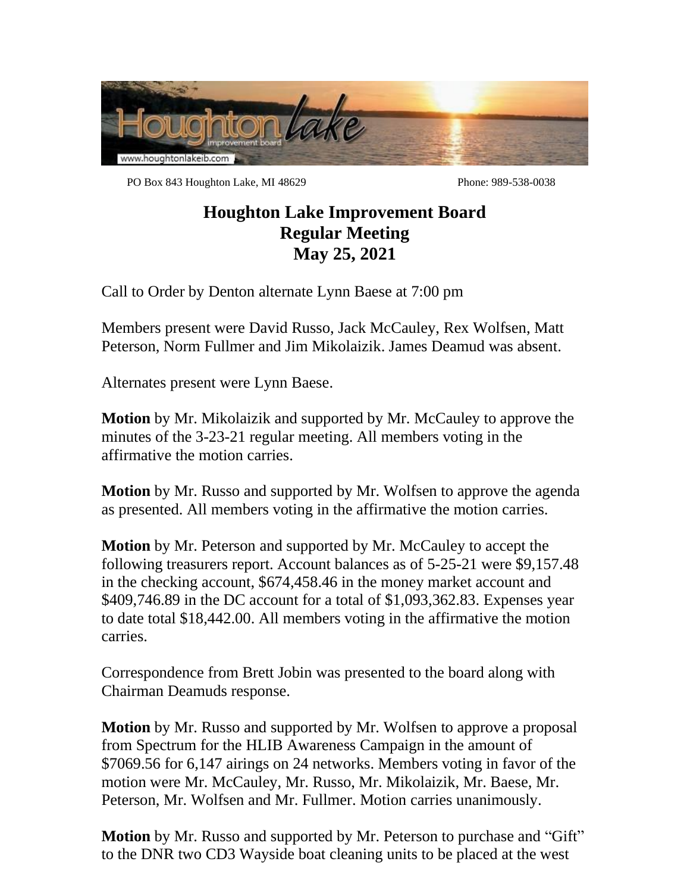PO Box 843 Houghton Lake, MI 48629 Phone: 989-538-0038

# Houghton Lake Improvement Board
## Regular Meeting
## May 25, 2021

Call to Order by Denton alternate Lynn Baese at 7:00 pm

Members present were David Russo, Jack McCauley, Rex Wolfsen, Matt Peterson, Norm Fullmer and Jim Mikolaizik. James Deamud was absent.

Alternates present were Lynn Baese.

**Motion** by Mr. Mikolaizik and supported by Mr. McCauley to approve the minutes of the 3-23-21 regular meeting. All members voting in the affirmative the motion carries.

**Motion** by Mr. Russo and supported by Mr. Wolfsen to approve the agenda as presented. All members voting in the affirmative the motion carries.

**Motion** by Mr. Peterson and supported by Mr. McCauley to accept the following treasurers report. Account balances as of 5-25-21 were $9,157.48 in the checking account, $674,458.46 in the money market account and $409,746.89 in the DC account for a total of $1,093,362.83. Expenses year to date total $18,442.00. All members voting in the affirmative the motion carries.

Correspondence from Brett Jobin was presented to the board along with Chairman Deamuds response.

**Motion** by Mr. Russo and supported by Mr. Wolfsen to approve a proposal from Spectrum for the HLIB Awareness Campaign in the amount of $7069.56 for 6,147 airings on 24 networks. Members voting in favor of the motion were Mr. McCauley, Mr. Russo, Mr. Mikolaizik, Mr. Baese, Mr. Peterson, Mr. Wolfsen and Mr. Fullmer. Motion carries unanimously.

**Motion** by Mr. Russo and supported by Mr. Peterson to purchase and "Gift" to the DNR two CD3 Wayside boat cleaning units to be placed at the west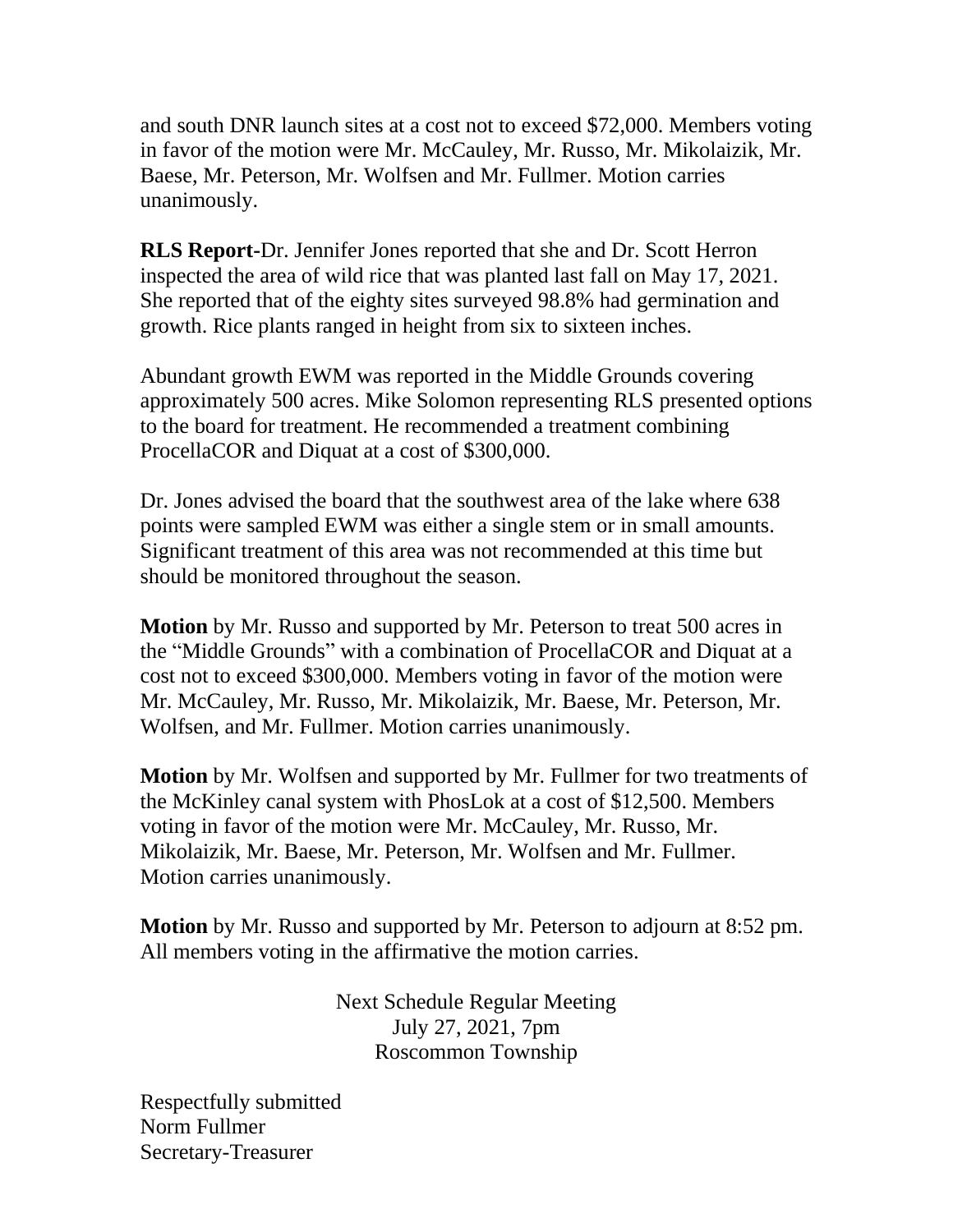and south DNR launch sites at a cost not to exceed $72,000. Members voting in favor of the motion were Mr. McCauley, Mr. Russo, Mr. Mikolaizik, Mr. Baese, Mr. Peterson, Mr. Wolfsen and Mr. Fullmer. Motion carries unanimously.

**RLS Report**-Dr. Jennifer Jones reported that she and Dr. Scott Herron inspected the area of wild rice that was planted last fall on May 17, 2021. She reported that of the eighty sites surveyed 98.8% had germination and growth. Rice plants ranged in height from six to sixteen inches.

Abundant growth EWM was reported in the Middle Grounds covering approximately 500 acres. Mike Solomon representing RLS presented options to the board for treatment. He recommended a treatment combining ProcellaCOR and Diquat at a cost of $300,000.

Dr. Jones advised the board that the southwest area of the lake where 638 points were sampled EWM was either a single stem or in small amounts. Significant treatment of this area was not recommended at this time but should be monitored throughout the season.

**Motion** by Mr. Russo and supported by Mr. Peterson to treat 500 acres in the "Middle Grounds" with a combination of ProcellaCOR and Diquat at a cost not to exceed $300,000. Members voting in favor of the motion were Mr. McCauley, Mr. Russo, Mr. Mikolaizik, Mr. Baese, Mr. Peterson, Mr. Wolfsen, and Mr. Fullmer. Motion carries unanimously.

**Motion** by Mr. Wolfsen and supported by Mr. Fullmer for two treatments of the McKinley canal system with PhosLok at a cost of $12,500. Members voting in favor of the motion were Mr. McCauley, Mr. Russo, Mr. Mikolaizik, Mr. Baese, Mr. Peterson, Mr. Wolfsen and Mr. Fullmer. Motion carries unanimously.

**Motion** by Mr. Russo and supported by Mr. Peterson to adjourn at 8:52 pm. All members voting in the affirmative the motion carries.

Next Schedule Regular Meeting
July 27, 2021, 7pm
Roscommon Township

Respectfully submitted
Norm Fullmer
Secretary-Treasurer